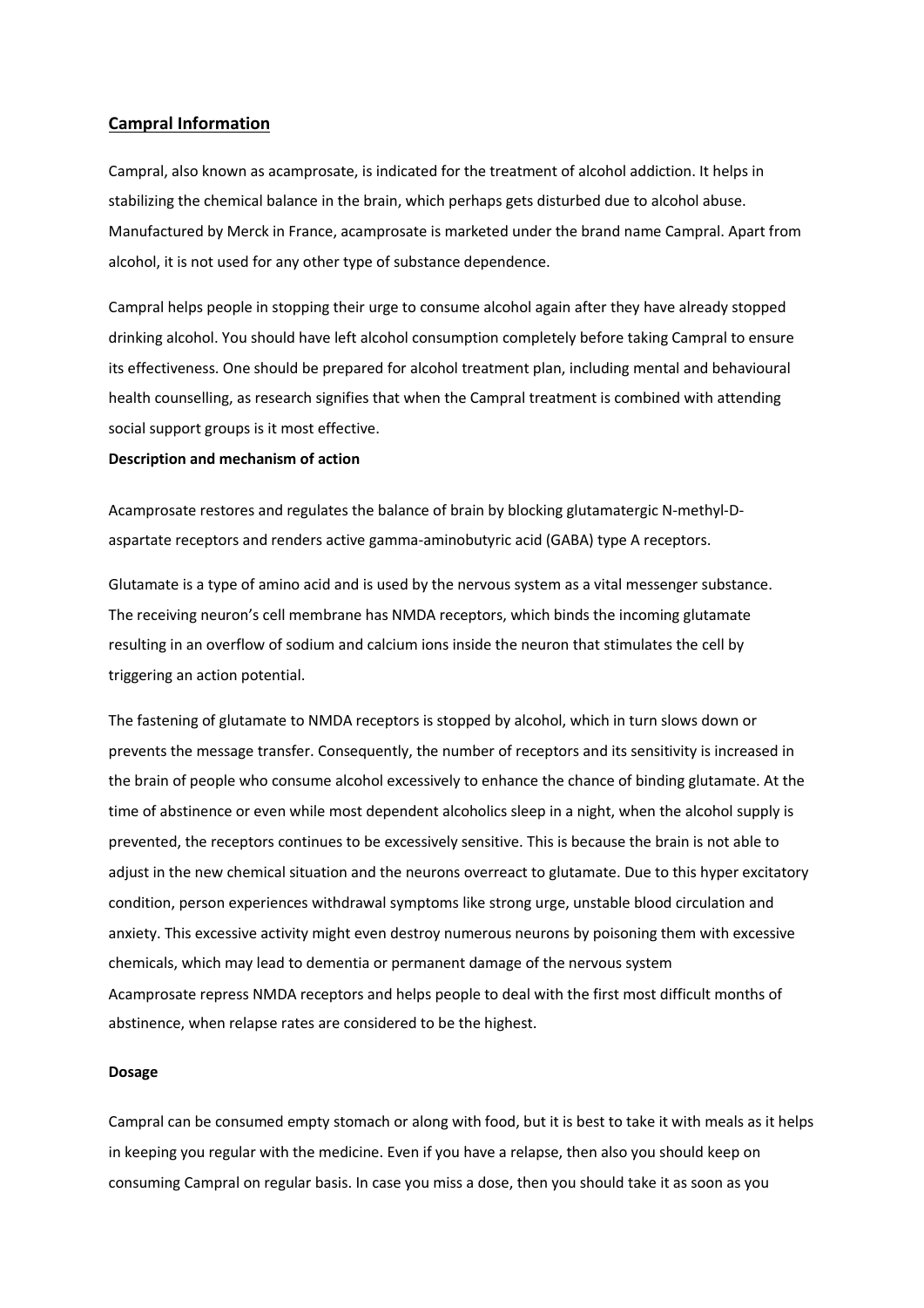## Campral Information

Campral, also known as acamprosate, is indicated for the treatment of alcohol addiction. It helps in stabilizing the chemical balance in the brain, which perhaps gets disturbed due to alcohol abuse. Manufactured by Merck in France, acamprosate is marketed under the brand name Campral. Apart from alcohol, it is not used for any other type of substance dependence.

Campral helps people in stopping their urge to consume alcohol again after they have already stopped drinking alcohol. You should have left alcohol consumption completely before taking Campral to ensure its effectiveness. One should be prepared for alcohol treatment plan, including mental and behavioural health counselling, as research signifies that when the Campral treatment is combined with attending social support groups is it most effective.

**Description and mechanism of action**

Acamprosate restores and regulates the balance of brain by blocking glutamatergic N-methyl-D-aspartate receptors and renders active gamma-aminobutyric acid (GABA) type A receptors.

Glutamate is a type of amino acid and is used by the nervous system as a vital messenger substance. The receiving neuron's cell membrane has NMDA receptors, which binds the incoming glutamate resulting in an overflow of sodium and calcium ions inside the neuron that stimulates the cell by triggering an action potential.

The fastening of glutamate to NMDA receptors is stopped by alcohol, which in turn slows down or prevents the message transfer. Consequently, the number of receptors and its sensitivity is increased in the brain of people who consume alcohol excessively to enhance the chance of binding glutamate. At the time of abstinence or even while most dependent alcoholics sleep in a night, when the alcohol supply is prevented, the receptors continues to be excessively sensitive. This is because the brain is not able to adjust in the new chemical situation and the neurons overreact to glutamate. Due to this hyper excitatory condition, person experiences withdrawal symptoms like strong urge, unstable blood circulation and anxiety. This excessive activity might even destroy numerous neurons by poisoning them with excessive chemicals, which may lead to dementia or permanent damage of the nervous system
Acamprosate repress NMDA receptors and helps people to deal with the first most difficult months of abstinence, when relapse rates are considered to be the highest.

**Dosage**

Campral can be consumed empty stomach or along with food, but it is best to take it with meals as it helps in keeping you regular with the medicine. Even if you have a relapse, then also you should keep on consuming Campral on regular basis. In case you miss a dose, then you should take it as soon as you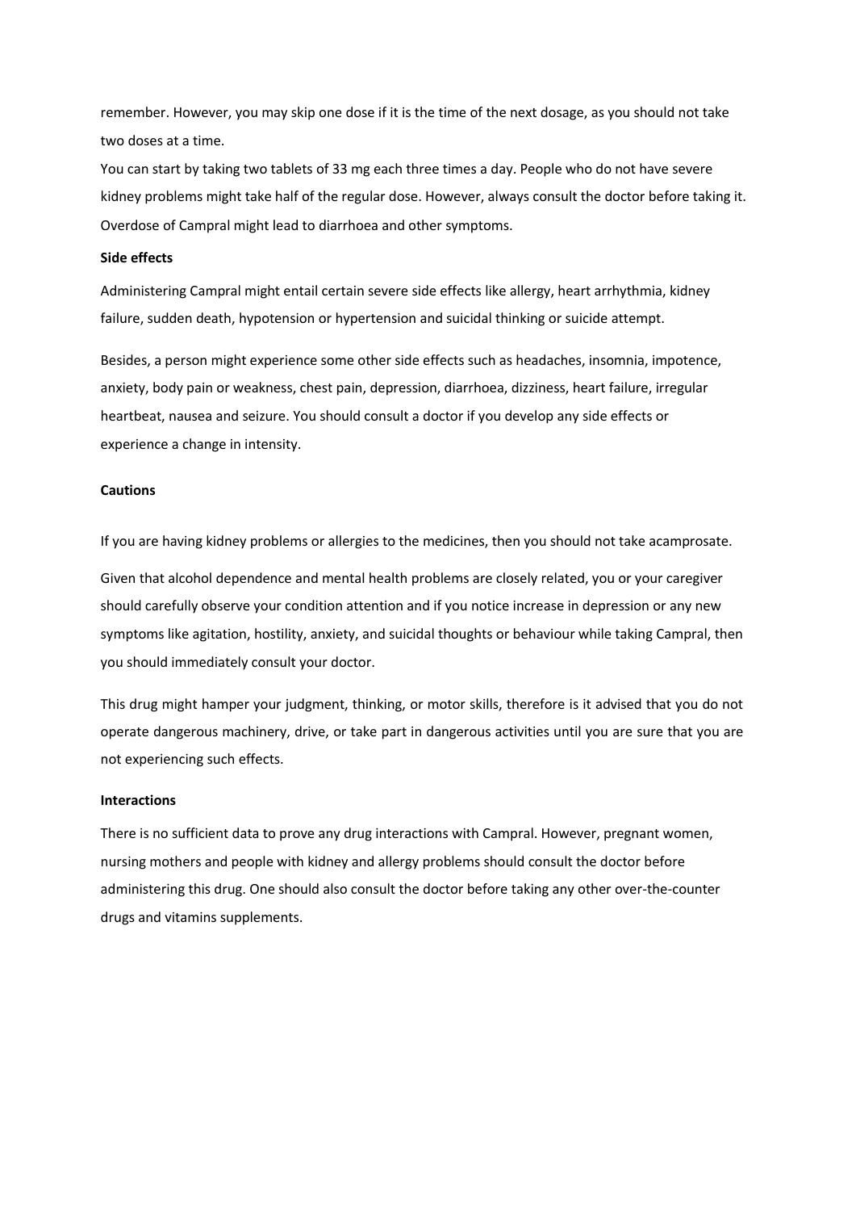remember. However, you may skip one dose if it is the time of the next dosage, as you should not take two doses at a time.

You can start by taking two tablets of 33 mg each three times a day. People who do not have severe kidney problems might take half of the regular dose. However, always consult the doctor before taking it. Overdose of Campral might lead to diarrhoea and other symptoms.

**Side effects**

Administering Campral might entail certain severe side effects like allergy, heart arrhythmia, kidney failure, sudden death, hypotension or hypertension and suicidal thinking or suicide attempt.

Besides, a person might experience some other side effects such as headaches, insomnia, impotence, anxiety, body pain or weakness, chest pain, depression, diarrhoea, dizziness, heart failure, irregular heartbeat, nausea and seizure. You should consult a doctor if you develop any side effects or experience a change in intensity.

**Cautions**

If you are having kidney problems or allergies to the medicines, then you should not take acamprosate.

Given that alcohol dependence and mental health problems are closely related, you or your caregiver should carefully observe your condition attention and if you notice increase in depression or any new symptoms like agitation, hostility, anxiety, and suicidal thoughts or behaviour while taking Campral, then you should immediately consult your doctor.

This drug might hamper your judgment, thinking, or motor skills, therefore is it advised that you do not operate dangerous machinery, drive, or take part in dangerous activities until you are sure that you are not experiencing such effects.

**Interactions**

There is no sufficient data to prove any drug interactions with Campral. However, pregnant women, nursing mothers and people with kidney and allergy problems should consult the doctor before administering this drug. One should also consult the doctor before taking any other over-the-counter drugs and vitamins supplements.